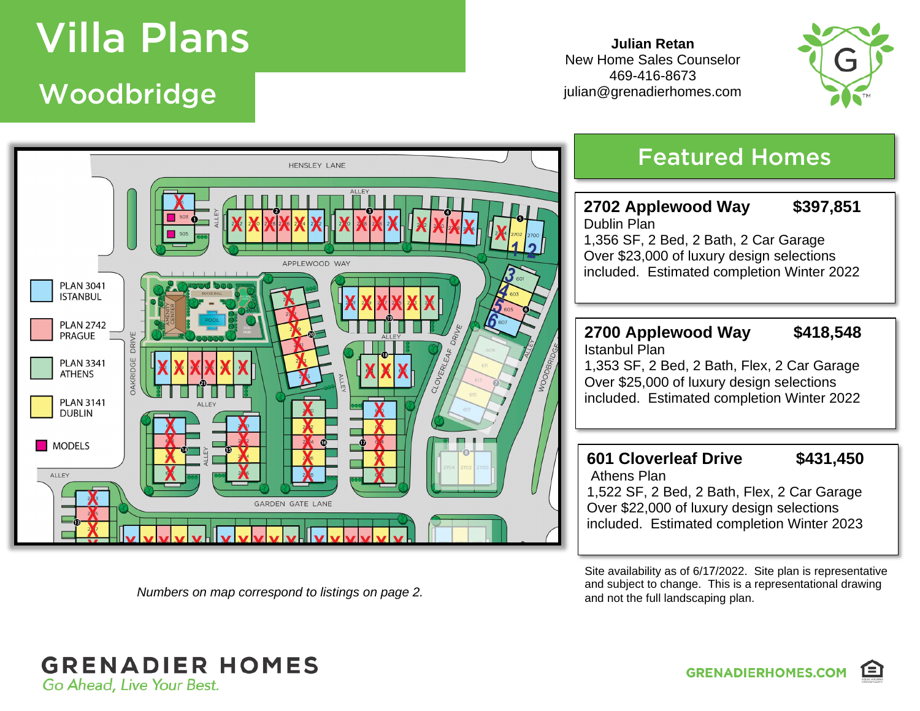# Villa Plans

## Woodbridge

**Julian Retan**
New Home Sales Counselor
469-416-8673
julian@grenadierhomes.com

HENSLEY LANE

ALLEY

APPLEWOOD WAY

CLOVERLEAF DRIVE

WOODBRIDGE

OAKRIDGE DRIVE

GARDEN GATE LANE

- PLAN 3041 ISTANBUL
- PLAN 2742 PRAGUE
- PLAN 3341 ATHENS
- PLAN 3141 DUBLIN
- MODELS

*Numbers on map correspond to listings on page 2.*

## Featured Homes

**2702 Applewood Way** **$397,851**
Dublin Plan
1,356 SF, 2 Bed, 2 Bath, 2 Car Garage
Over $23,000 of luxury design selections included. Estimated completion Winter 2022

**2700 Applewood Way** **$418,548**
Istanbul Plan
1,353 SF, 2 Bed, 2 Bath, Flex, 2 Car Garage
Over $25,000 of luxury design selections included. Estimated completion Winter 2022

**601 Cloverleaf Drive** **$431,450**
Athens Plan
1,522 SF, 2 Bed, 2 Bath, Flex, 2 Car Garage
Over $22,000 of luxury design selections included. Estimated completion Winter 2023

Site availability as of 6/17/2022. Site plan is representative and subject to change. This is a representational drawing and not the full landscaping plan.

**GRENADIER HOMES**
*Go Ahead, Live Your Best.*

GRENADIERHOMES.COM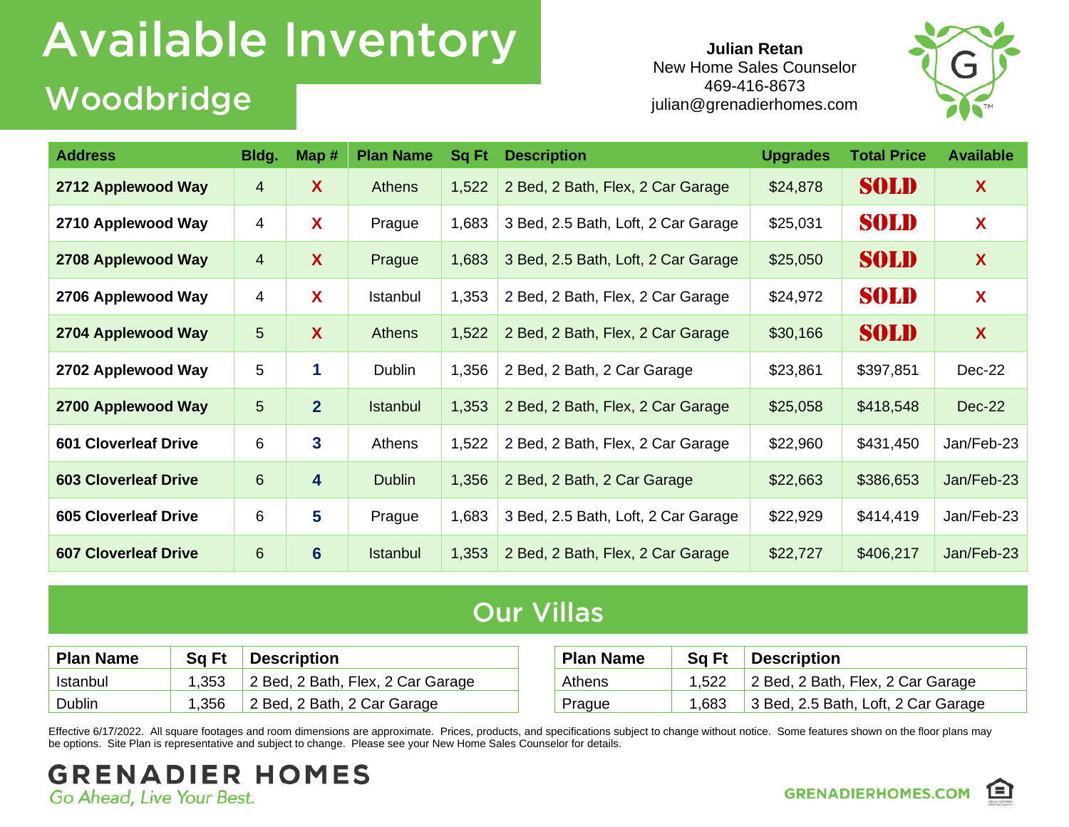# Available Inventory

## Woodbridge

**Julian Retan**
New Home Sales Counselor
469-416-8673
julian@grenadierhomes.com

| Address | Bldg. | Map # | Plan Name | Sq Ft | Description | Upgrades | Total Price | Available |
|---|---|---|---|---|---|---|---|---|
| **2712 Applewood Way** | 4 | X | Athens | 1,522 | 2 Bed, 2 Bath, Flex, 2 Car Garage | $24,878 | SOLD | X |
| **2710 Applewood Way** | 4 | X | Prague | 1,683 | 3 Bed, 2.5 Bath, Loft, 2 Car Garage | $25,031 | SOLD | X |
| **2708 Applewood Way** | 4 | X | Prague | 1,683 | 3 Bed, 2.5 Bath, Loft, 2 Car Garage | $25,050 | SOLD | X |
| **2706 Applewood Way** | 4 | X | Istanbul | 1,353 | 2 Bed, 2 Bath, Flex, 2 Car Garage | $24,972 | SOLD | X |
| **2704 Applewood Way** | 5 | X | Athens | 1,522 | 2 Bed, 2 Bath, Flex, 2 Car Garage | $30,166 | SOLD | X |
| **2702 Applewood Way** | 5 | 1 | Dublin | 1,356 | 2 Bed, 2 Bath, 2 Car Garage | $23,861 | $397,851 | Dec-22 |
| **2700 Applewood Way** | 5 | 2 | Istanbul | 1,353 | 2 Bed, 2 Bath, Flex, 2 Car Garage | $25,058 | $418,548 | Dec-22 |
| **601 Cloverleaf Drive** | 6 | 3 | Athens | 1,522 | 2 Bed, 2 Bath, Flex, 2 Car Garage | $22,960 | $431,450 | Jan/Feb-23 |
| **603 Cloverleaf Drive** | 6 | 4 | Dublin | 1,356 | 2 Bed, 2 Bath, 2 Car Garage | $22,663 | $386,653 | Jan/Feb-23 |
| **605 Cloverleaf Drive** | 6 | 5 | Prague | 1,683 | 3 Bed, 2.5 Bath, Loft, 2 Car Garage | $22,929 | $414,419 | Jan/Feb-23 |
| **607 Cloverleaf Drive** | 6 | 6 | Istanbul | 1,353 | 2 Bed, 2 Bath, Flex, 2 Car Garage | $22,727 | $406,217 | Jan/Feb-23 |

## Our Villas

| Plan Name | Sq Ft | Description |
|---|---|---|
| Istanbul | 1,353 | 2 Bed, 2 Bath, Flex, 2 Car Garage |
| Dublin | 1,356 | 2 Bed, 2 Bath, 2 Car Garage |

| Plan Name | Sq Ft | Description |
|---|---|---|
| Athens | 1,522 | 2 Bed, 2 Bath, Flex, 2 Car Garage |
| Prague | 1,683 | 3 Bed, 2.5 Bath, Loft, 2 Car Garage |

Effective 6/17/2022. All square footages and room dimensions are approximate. Prices, products, and specifications subject to change without notice. Some features shown on the floor plans may be options. Site Plan is representative and subject to change. Please see your New Home Sales Counselor for details.

**GRENADIER HOMES**
*Go Ahead, Live Your Best.*

GRENADIERHOMES.COM